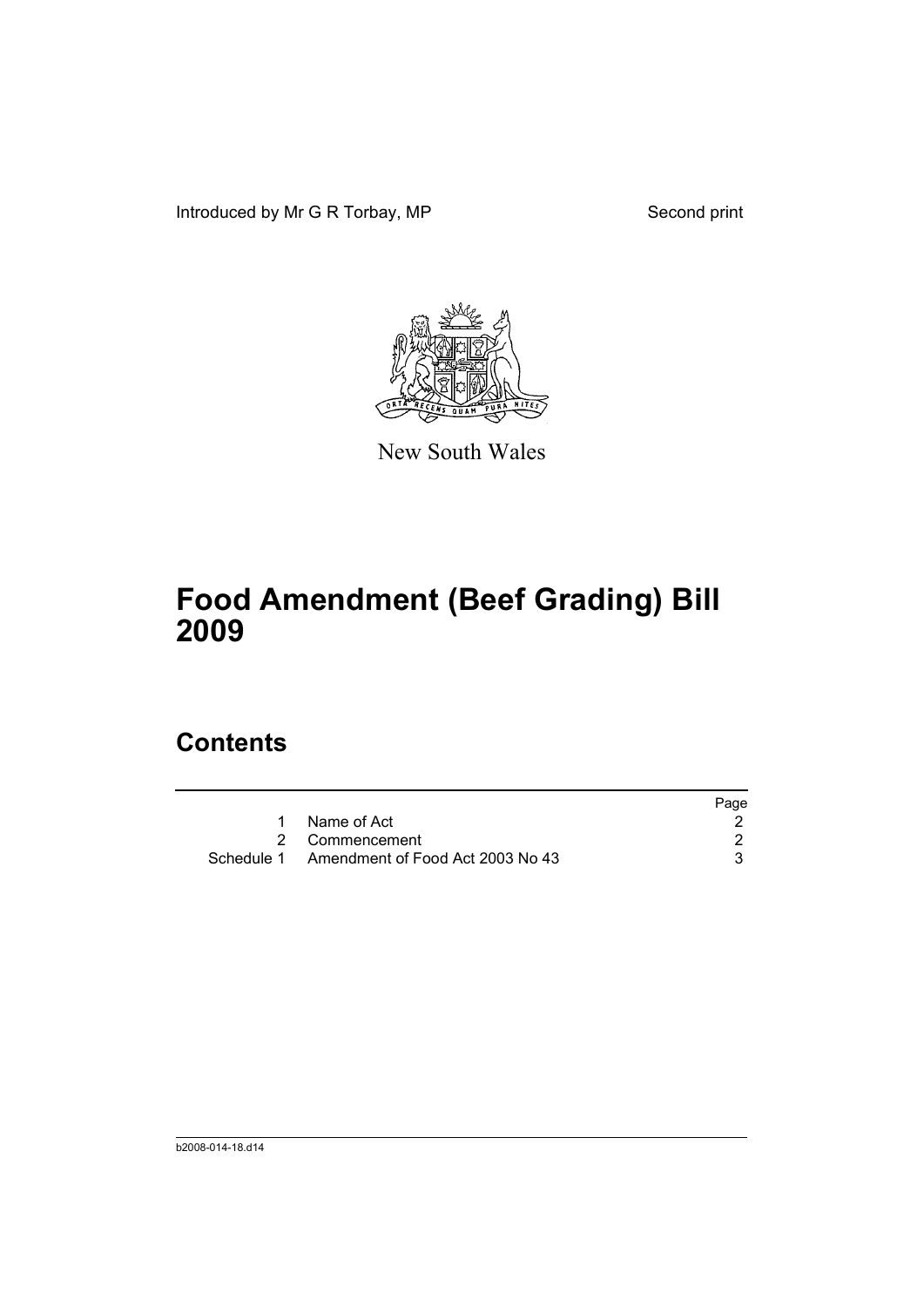Introduced by Mr G R Torbay, MP

Second print

New South Wales

# Food Amendment (Beef Grading) Bill 2009

## Contents

| | | Page |
|---|---|---|
| 1 | Name of Act | 2 |
| 2 | Commencement | 2 |
| Schedule 1 | Amendment of Food Act 2003 No 43 | 3 |

b2008-014-18.d14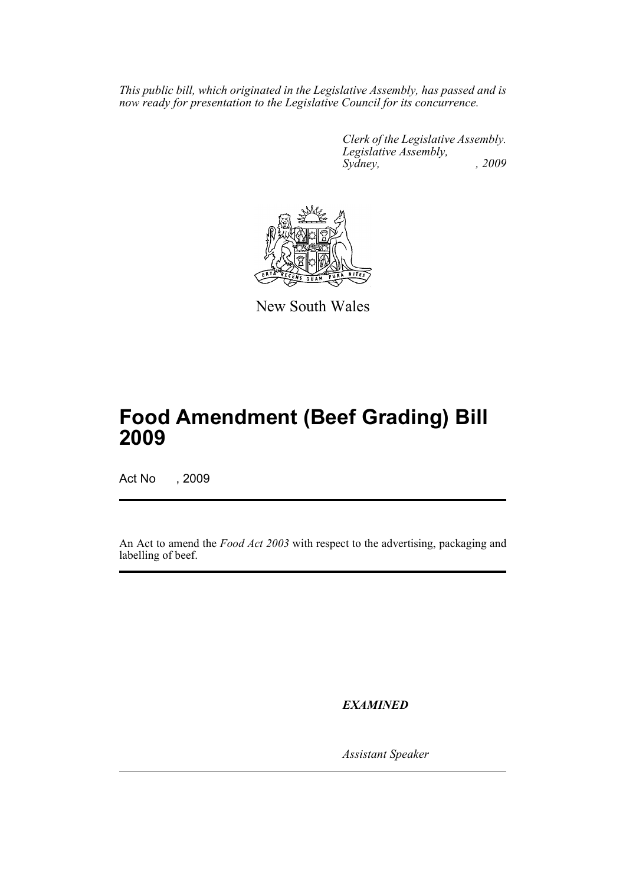*This public bill, which originated in the Legislative Assembly, has passed and is now ready for presentation to the Legislative Council for its concurrence.*

*Clerk of the Legislative Assembly.*
*Legislative Assembly,*
*Sydney, , 2009*

New South Wales

# Food Amendment (Beef Grading) Bill 2009

Act No , 2009

An Act to amend the *Food Act 2003* with respect to the advertising, packaging and labelling of beef.

***EXAMINED***

*Assistant Speaker*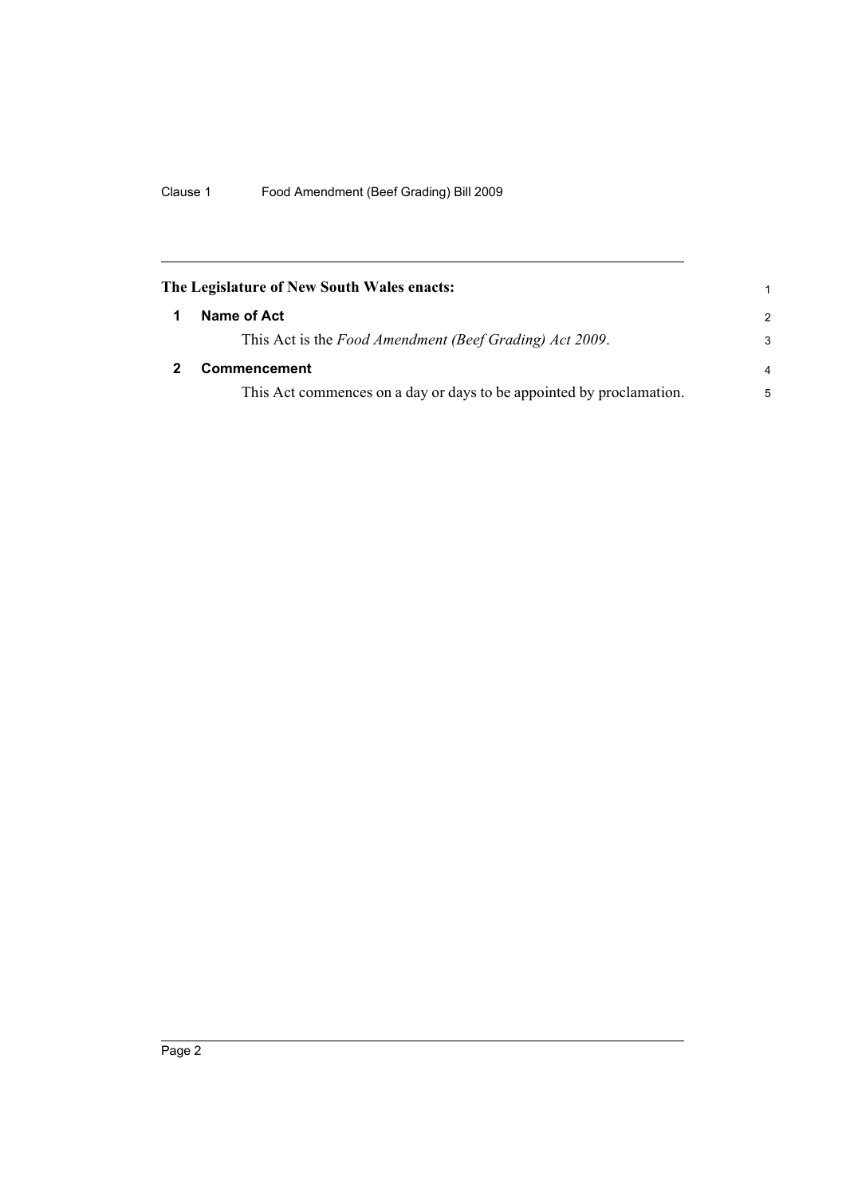**The Legislature of New South Wales enacts:**

## 1 Name of Act

This Act is the *Food Amendment (Beef Grading) Act 2009*.

## 2 Commencement

This Act commences on a day or days to be appointed by proclamation.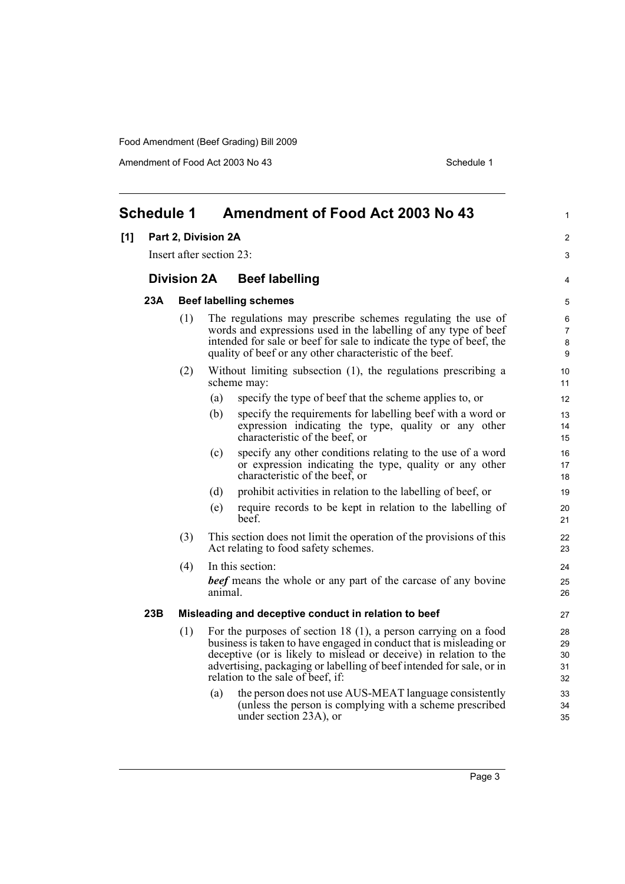# Schedule 1 Amendment of Food Act 2003 No 43

**[1] Part 2, Division 2A**

Insert after section 23:

## Division 2A Beef labelling

### 23A Beef labelling schemes

(1) The regulations may prescribe schemes regulating the use of words and expressions used in the labelling of any type of beef intended for sale or beef for sale to indicate the type of beef, the quality of beef or any other characteristic of the beef.

(2) Without limiting subsection (1), the regulations prescribing a scheme may:

- (a) specify the type of beef that the scheme applies to, or
- (b) specify the requirements for labelling beef with a word or expression indicating the type, quality or any other characteristic of the beef, or
- (c) specify any other conditions relating to the use of a word or expression indicating the type, quality or any other characteristic of the beef, or
- (d) prohibit activities in relation to the labelling of beef, or
- (e) require records to be kept in relation to the labelling of beef.

(3) This section does not limit the operation of the provisions of this Act relating to food safety schemes.

(4) In this section:

***beef*** means the whole or any part of the carcase of any bovine animal.

### 23B Misleading and deceptive conduct in relation to beef

(1) For the purposes of section 18 (1), a person carrying on a food business is taken to have engaged in conduct that is misleading or deceptive (or is likely to mislead or deceive) in relation to the advertising, packaging or labelling of beef intended for sale, or in relation to the sale of beef, if:

- (a) the person does not use AUS-MEAT language consistently (unless the person is complying with a scheme prescribed under section 23A), or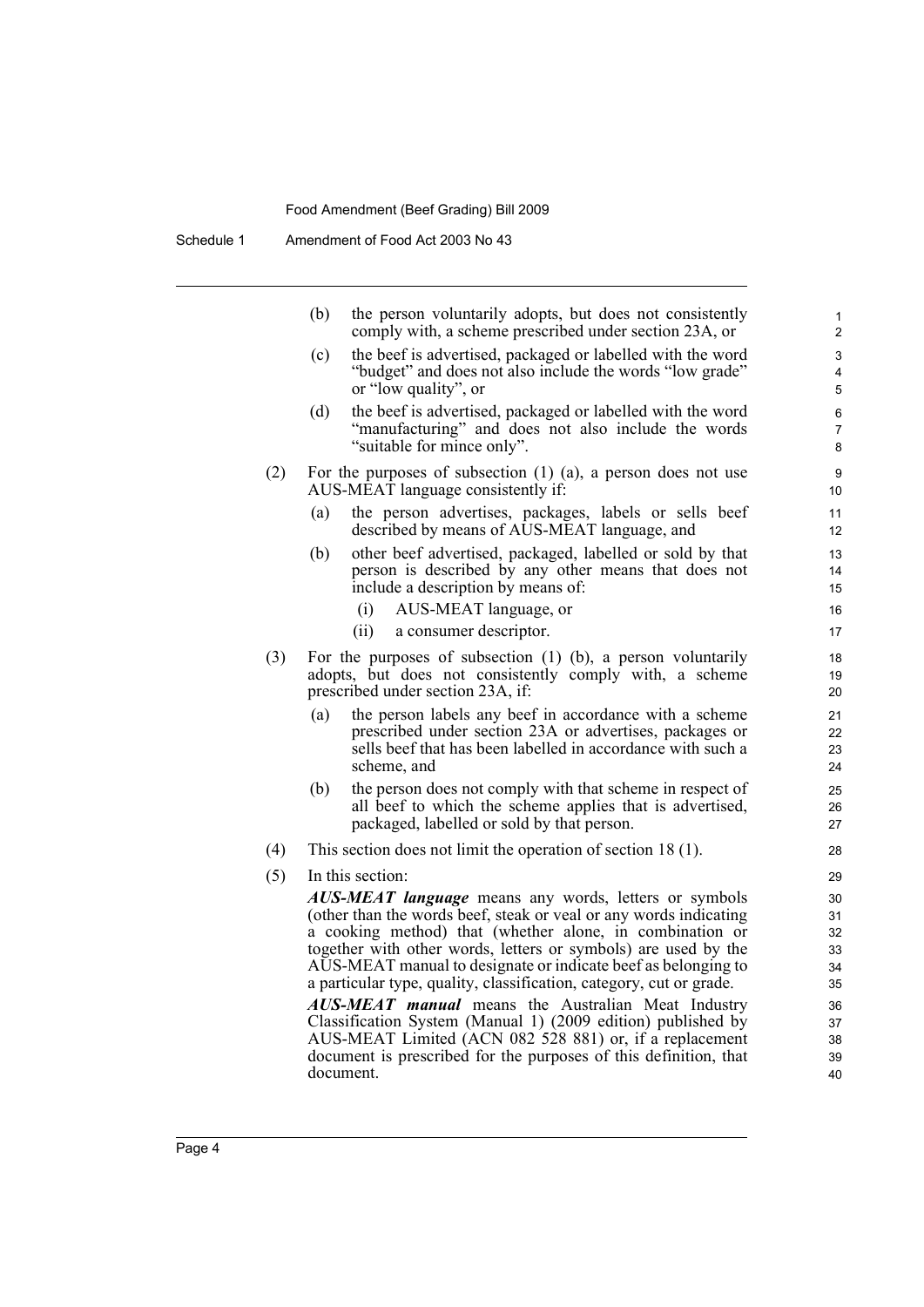(b) the person voluntarily adopts, but does not consistently comply with, a scheme prescribed under section 23A, or

(c) the beef is advertised, packaged or labelled with the word "budget" and does not also include the words "low grade" or "low quality", or

(d) the beef is advertised, packaged or labelled with the word "manufacturing" and does not also include the words "suitable for mince only".

(2) For the purposes of subsection (1) (a), a person does not use AUS-MEAT language consistently if:

(a) the person advertises, packages, labels or sells beef described by means of AUS-MEAT language, and

(b) other beef advertised, packaged, labelled or sold by that person is described by any other means that does not include a description by means of:

(i) AUS-MEAT language, or

(ii) a consumer descriptor.

(3) For the purposes of subsection (1) (b), a person voluntarily adopts, but does not consistently comply with, a scheme prescribed under section 23A, if:

(a) the person labels any beef in accordance with a scheme prescribed under section 23A or advertises, packages or sells beef that has been labelled in accordance with such a scheme, and

(b) the person does not comply with that scheme in respect of all beef to which the scheme applies that is advertised, packaged, labelled or sold by that person.

(4) This section does not limit the operation of section 18 (1).

(5) In this section:

***AUS-MEAT language*** means any words, letters or symbols (other than the words beef, steak or veal or any words indicating a cooking method) that (whether alone, in combination or together with other words, letters or symbols) are used by the AUS-MEAT manual to designate or indicate beef as belonging to a particular type, quality, classification, category, cut or grade.

***AUS-MEAT manual*** means the Australian Meat Industry Classification System (Manual 1) (2009 edition) published by AUS-MEAT Limited (ACN 082 528 881) or, if a replacement document is prescribed for the purposes of this definition, that document.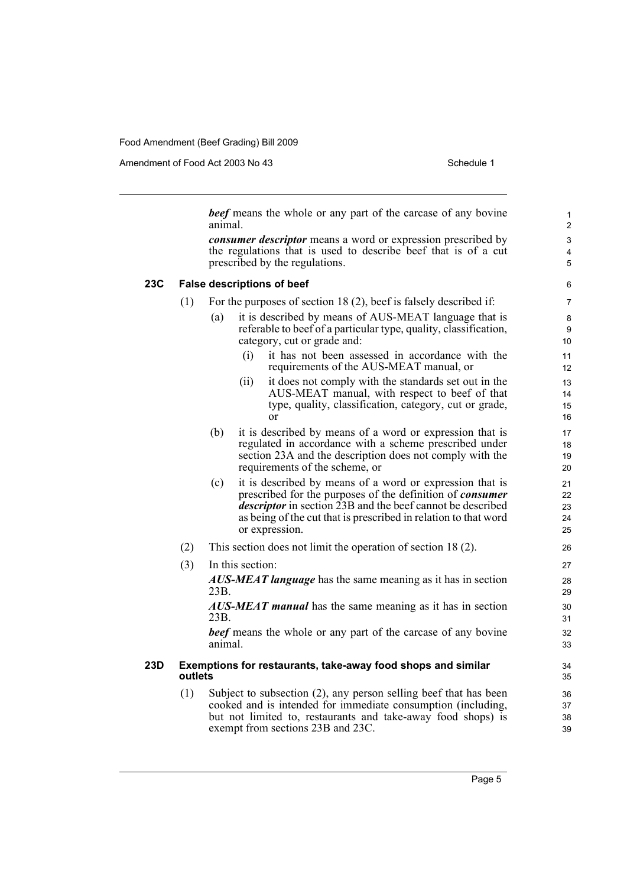***beef*** means the whole or any part of the carcase of any bovine animal.

***consumer descriptor*** means a word or expression prescribed by the regulations that is used to describe beef that is of a cut prescribed by the regulations.

### 23C False descriptions of beef

(1) For the purposes of section 18 (2), beef is falsely described if:

(a) it is described by means of AUS-MEAT language that is referable to beef of a particular type, quality, classification, category, cut or grade and:

(i) it has not been assessed in accordance with the requirements of the AUS-MEAT manual, or

(ii) it does not comply with the standards set out in the AUS-MEAT manual, with respect to beef of that type, quality, classification, category, cut or grade, or

(b) it is described by means of a word or expression that is regulated in accordance with a scheme prescribed under section 23A and the description does not comply with the requirements of the scheme, or

(c) it is described by means of a word or expression that is prescribed for the purposes of the definition of ***consumer descriptor*** in section 23B and the beef cannot be described as being of the cut that is prescribed in relation to that word or expression.

(2) This section does not limit the operation of section 18 (2).

(3) In this section:

***AUS-MEAT language*** has the same meaning as it has in section 23B.

***AUS-MEAT manual*** has the same meaning as it has in section 23B.

***beef*** means the whole or any part of the carcase of any bovine animal.

### 23D Exemptions for restaurants, take-away food shops and similar outlets

(1) Subject to subsection (2), any person selling beef that has been cooked and is intended for immediate consumption (including, but not limited to, restaurants and take-away food shops) is exempt from sections 23B and 23C.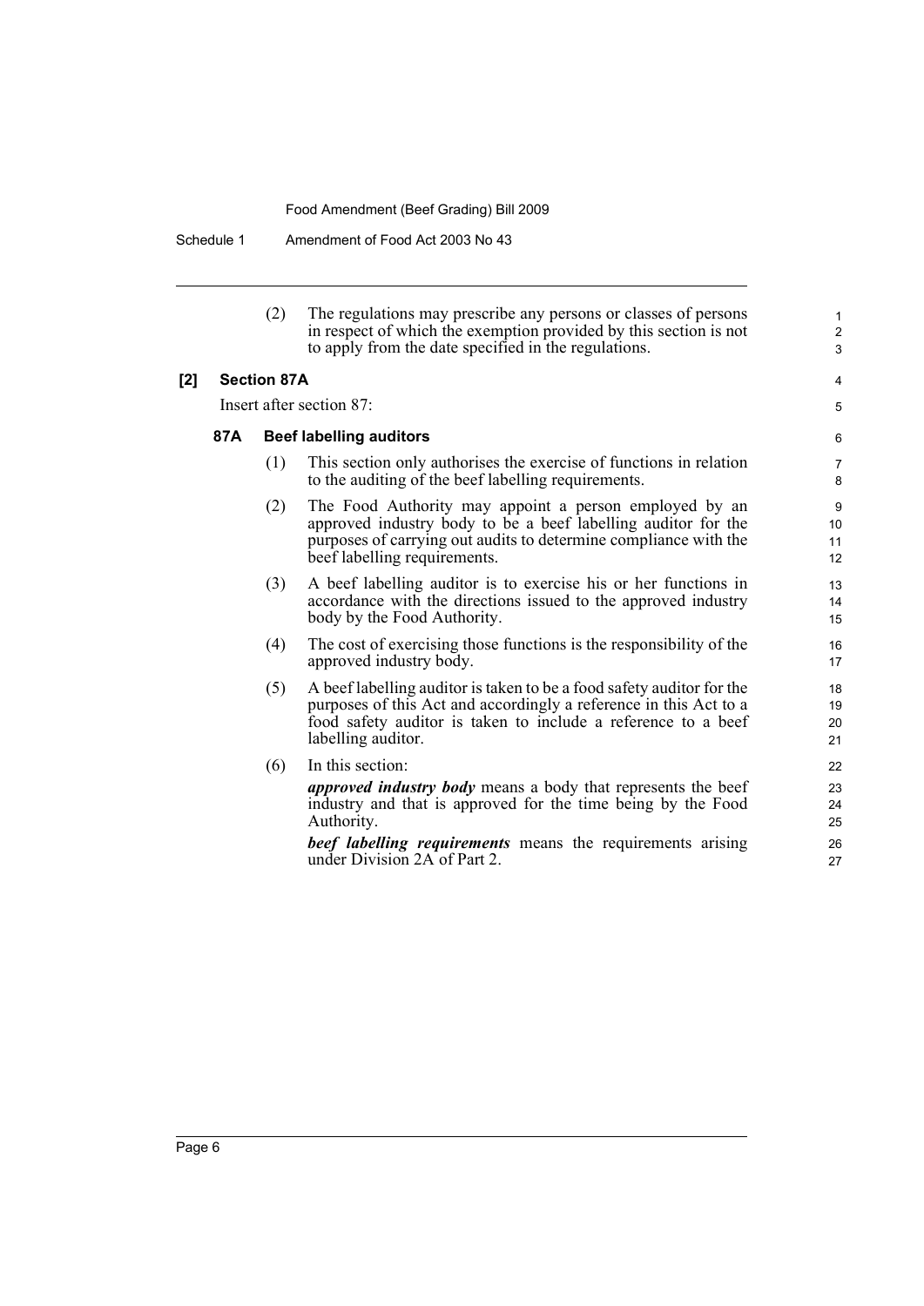(2) The regulations may prescribe any persons or classes of persons in respect of which the exemption provided by this section is not to apply from the date specified in the regulations.

**[2] Section 87A**

Insert after section 87:

**87A Beef labelling auditors**

(1) This section only authorises the exercise of functions in relation to the auditing of the beef labelling requirements.

(2) The Food Authority may appoint a person employed by an approved industry body to be a beef labelling auditor for the purposes of carrying out audits to determine compliance with the beef labelling requirements.

(3) A beef labelling auditor is to exercise his or her functions in accordance with the directions issued to the approved industry body by the Food Authority.

(4) The cost of exercising those functions is the responsibility of the approved industry body.

(5) A beef labelling auditor is taken to be a food safety auditor for the purposes of this Act and accordingly a reference in this Act to a food safety auditor is taken to include a reference to a beef labelling auditor.

(6) In this section:

***approved industry body*** means a body that represents the beef industry and that is approved for the time being by the Food Authority.

***beef labelling requirements*** means the requirements arising under Division 2A of Part 2.